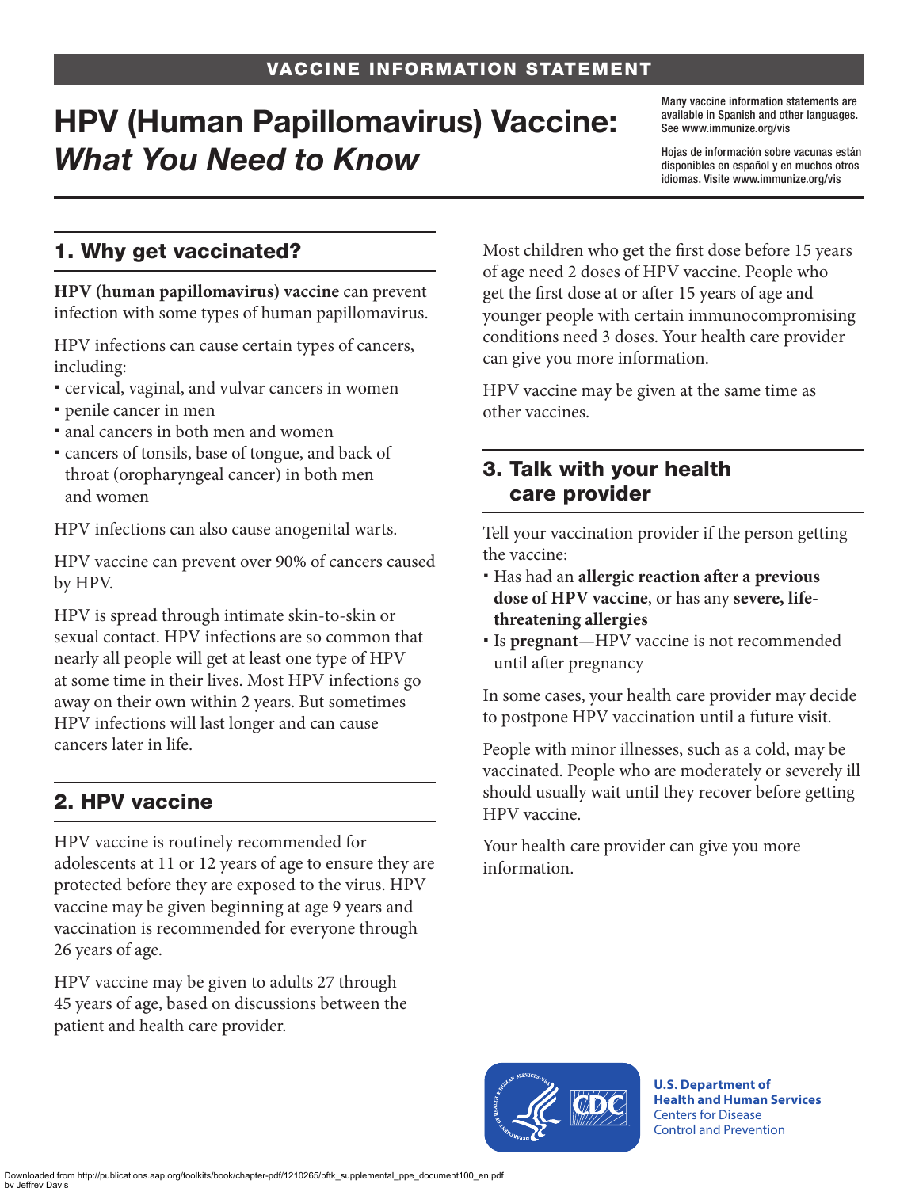**VACCINE INFORMATION STATEMENT**

# HPV (Human Papillomavirus) Vaccine: *What You Need to Know*

Many vaccine information statements are available in Spanish and other languages. See www.immunize.org/vis

Hojas de información sobre vacunas están disponibles en español y en muchos otros idiomas. Visite www.immunize.org/vis

## 1. Why get vaccinated?

**HPV (human papillomavirus) vaccine** can prevent infection with some types of human papillomavirus.

HPV infections can cause certain types of cancers, including:

- cervical, vaginal, and vulvar cancers in women
- penile cancer in men
- anal cancers in both men and women
- cancers of tonsils, base of tongue, and back of throat (oropharyngeal cancer) in both men and women

HPV infections can also cause anogenital warts.

HPV vaccine can prevent over 90% of cancers caused by HPV.

HPV is spread through intimate skin-to-skin or sexual contact. HPV infections are so common that nearly all people will get at least one type of HPV at some time in their lives. Most HPV infections go away on their own within 2 years. But sometimes HPV infections will last longer and can cause cancers later in life.

## 2. HPV vaccine

HPV vaccine is routinely recommended for adolescents at 11 or 12 years of age to ensure they are protected before they are exposed to the virus. HPV vaccine may be given beginning at age 9 years and vaccination is recommended for everyone through 26 years of age.

HPV vaccine may be given to adults 27 through 45 years of age, based on discussions between the patient and health care provider.

Most children who get the first dose before 15 years of age need 2 doses of HPV vaccine. People who get the first dose at or after 15 years of age and younger people with certain immunocompromising conditions need 3 doses. Your health care provider can give you more information.

HPV vaccine may be given at the same time as other vaccines.

## 3. Talk with your health care provider

Tell your vaccination provider if the person getting the vaccine:

- Has had an **allergic reaction after a previous dose of HPV vaccine**, or has any **severe, life-threatening allergies**
- Is **pregnant**—HPV vaccine is not recommended until after pregnancy

In some cases, your health care provider may decide to postpone HPV vaccination until a future visit.

People with minor illnesses, such as a cold, may be vaccinated. People who are moderately or severely ill should usually wait until they recover before getting HPV vaccine.

Your health care provider can give you more information.

**U.S. Department of Health and Human Services**
Centers for Disease Control and Prevention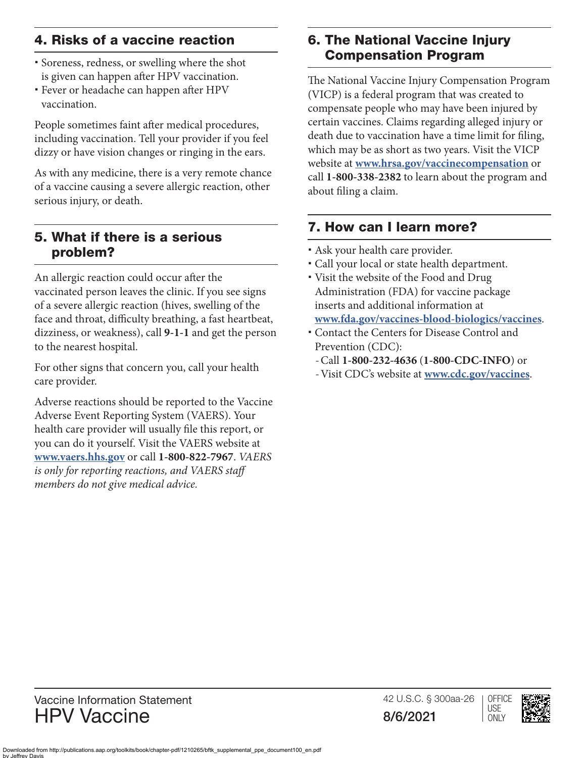## 4. Risks of a vaccine reaction

- Soreness, redness, or swelling where the shot is given can happen after HPV vaccination.
- Fever or headache can happen after HPV vaccination.

People sometimes faint after medical procedures, including vaccination. Tell your provider if you feel dizzy or have vision changes or ringing in the ears.

As with any medicine, there is a very remote chance of a vaccine causing a severe allergic reaction, other serious injury, or death.

## 5. What if there is a serious problem?

An allergic reaction could occur after the vaccinated person leaves the clinic. If you see signs of a severe allergic reaction (hives, swelling of the face and throat, difficulty breathing, a fast heartbeat, dizziness, or weakness), call **9-1-1** and get the person to the nearest hospital.

For other signs that concern you, call your health care provider.

Adverse reactions should be reported to the Vaccine Adverse Event Reporting System (VAERS). Your health care provider will usually file this report, or you can do it yourself. Visit the VAERS website at **www.vaers.hhs.gov** or call **1-800-822-7967**. *VAERS is only for reporting reactions, and VAERS staff members do not give medical advice.*

## 6. The National Vaccine Injury Compensation Program

The National Vaccine Injury Compensation Program (VICP) is a federal program that was created to compensate people who may have been injured by certain vaccines. Claims regarding alleged injury or death due to vaccination have a time limit for filing, which may be as short as two years. Visit the VICP website at **www.hrsa.gov/vaccinecompensation** or call **1-800-338-2382** to learn about the program and about filing a claim.

## 7. How can I learn more?

- Ask your health care provider.
- Call your local or state health department.
- Visit the website of the Food and Drug Administration (FDA) for vaccine package inserts and additional information at **www.fda.gov/vaccines-blood-biologics/vaccines**.
- Contact the Centers for Disease Control and Prevention (CDC):
  - Call **1-800-232-4636** (**1-800-CDC-INFO**) or
  - Visit CDC's website at **www.cdc.gov/vaccines**.

Vaccine Information Statement
HPV Vaccine

42 U.S.C. § 300aa-26
**8/6/2021**

OFFICE USE ONLY